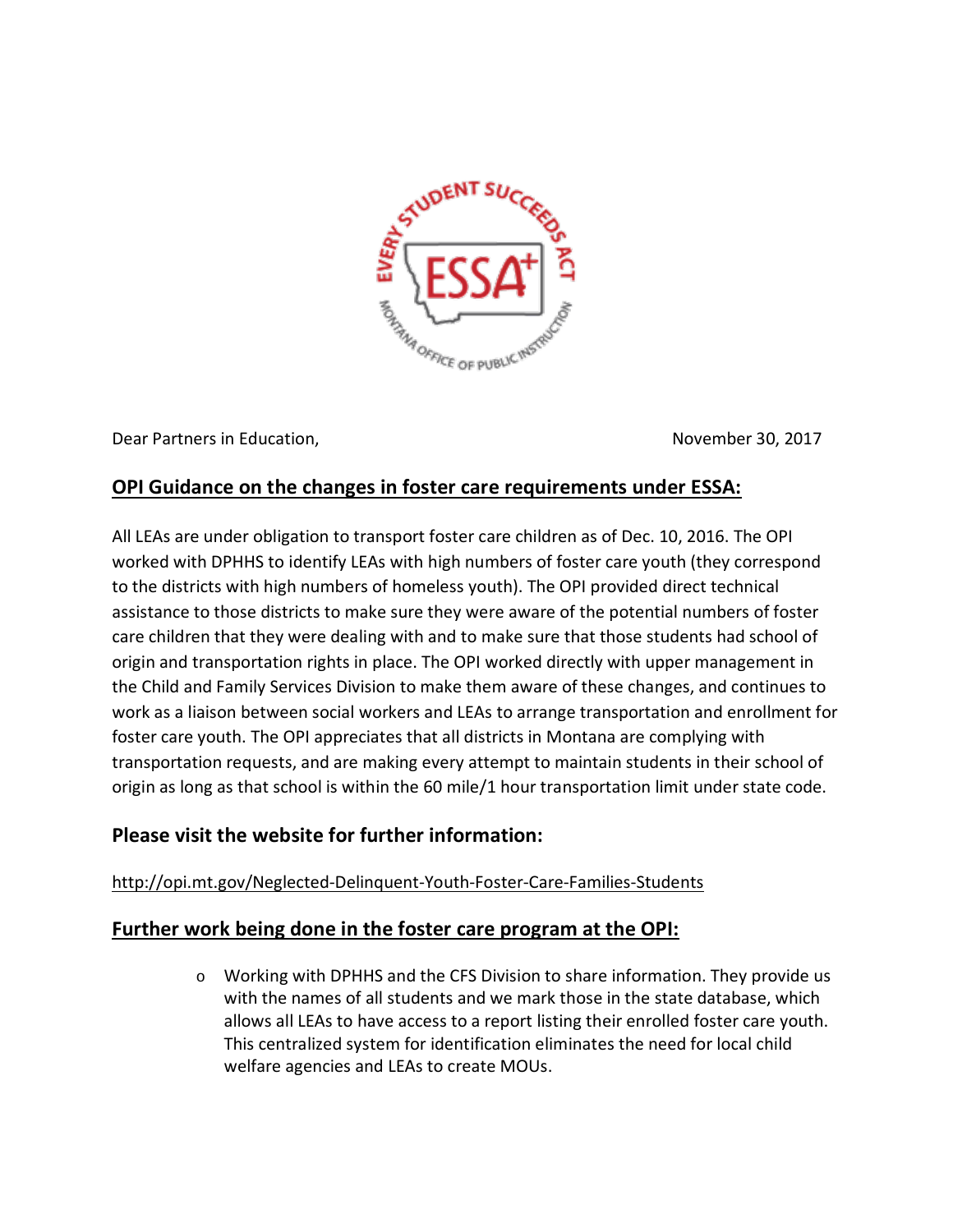Dear Partners in Education,

November 30, 2017

## OPI Guidance on the changes in foster care requirements under ESSA:

All LEAs are under obligation to transport foster care children as of Dec. 10, 2016. The OPI worked with DPHHS to identify LEAs with high numbers of foster care youth (they correspond to the districts with high numbers of homeless youth). The OPI provided direct technical assistance to those districts to make sure they were aware of the potential numbers of foster care children that they were dealing with and to make sure that those students had school of origin and transportation rights in place. The OPI worked directly with upper management in the Child and Family Services Division to make them aware of these changes, and continues to work as a liaison between social workers and LEAs to arrange transportation and enrollment for foster care youth. The OPI appreciates that all districts in Montana are complying with transportation requests, and are making every attempt to maintain students in their school of origin as long as that school is within the 60 mile/1 hour transportation limit under state code.

### Please visit the website for further information:

http://opi.mt.gov/Neglected-Delinquent-Youth-Foster-Care-Families-Students

## Further work being done in the foster care program at the OPI:

- Working with DPHHS and the CFS Division to share information. They provide us with the names of all students and we mark those in the state database, which allows all LEAs to have access to a report listing their enrolled foster care youth. This centralized system for identification eliminates the need for local child welfare agencies and LEAs to create MOUs.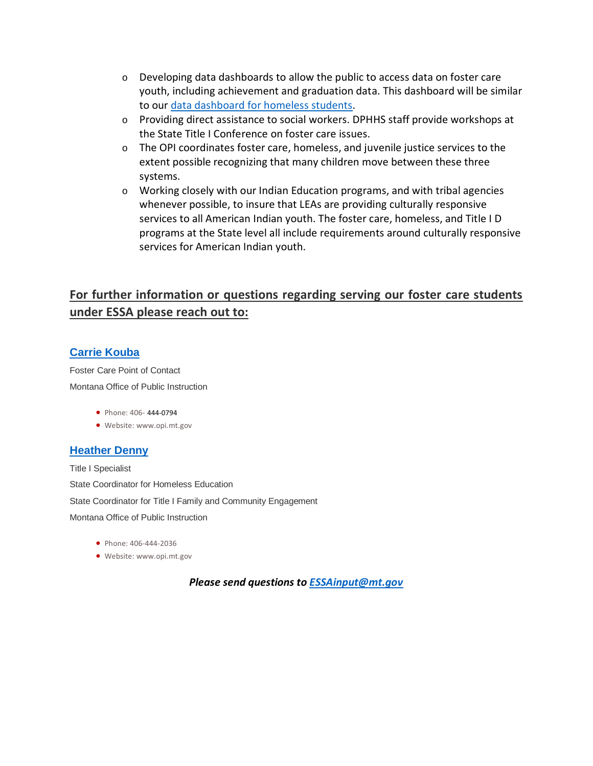- Developing data dashboards to allow the public to access data on foster care youth, including achievement and graduation data. This dashboard will be similar to our data dashboard for homeless students.
- Providing direct assistance to social workers. DPHHS staff provide workshops at the State Title I Conference on foster care issues.
- The OPI coordinates foster care, homeless, and juvenile justice services to the extent possible recognizing that many children move between these three systems.
- Working closely with our Indian Education programs, and with tribal agencies whenever possible, to insure that LEAs are providing culturally responsive services to all American Indian youth. The foster care, homeless, and Title I D programs at the State level all include requirements around culturally responsive services for American Indian youth.

## For further information or questions regarding serving our foster care students under ESSA please reach out to:

### Carrie Kouba

Foster Care Point of Contact

Montana Office of Public Instruction

- Phone: 406- 444-0794
- Website: www.opi.mt.gov

### Heather Denny

Title I Specialist

State Coordinator for Homeless Education

State Coordinator for Title I Family and Community Engagement

Montana Office of Public Instruction

- Phone: 406-444-2036
- Website: www.opi.mt.gov

***Please send questions to ESSAinput@mt.gov***